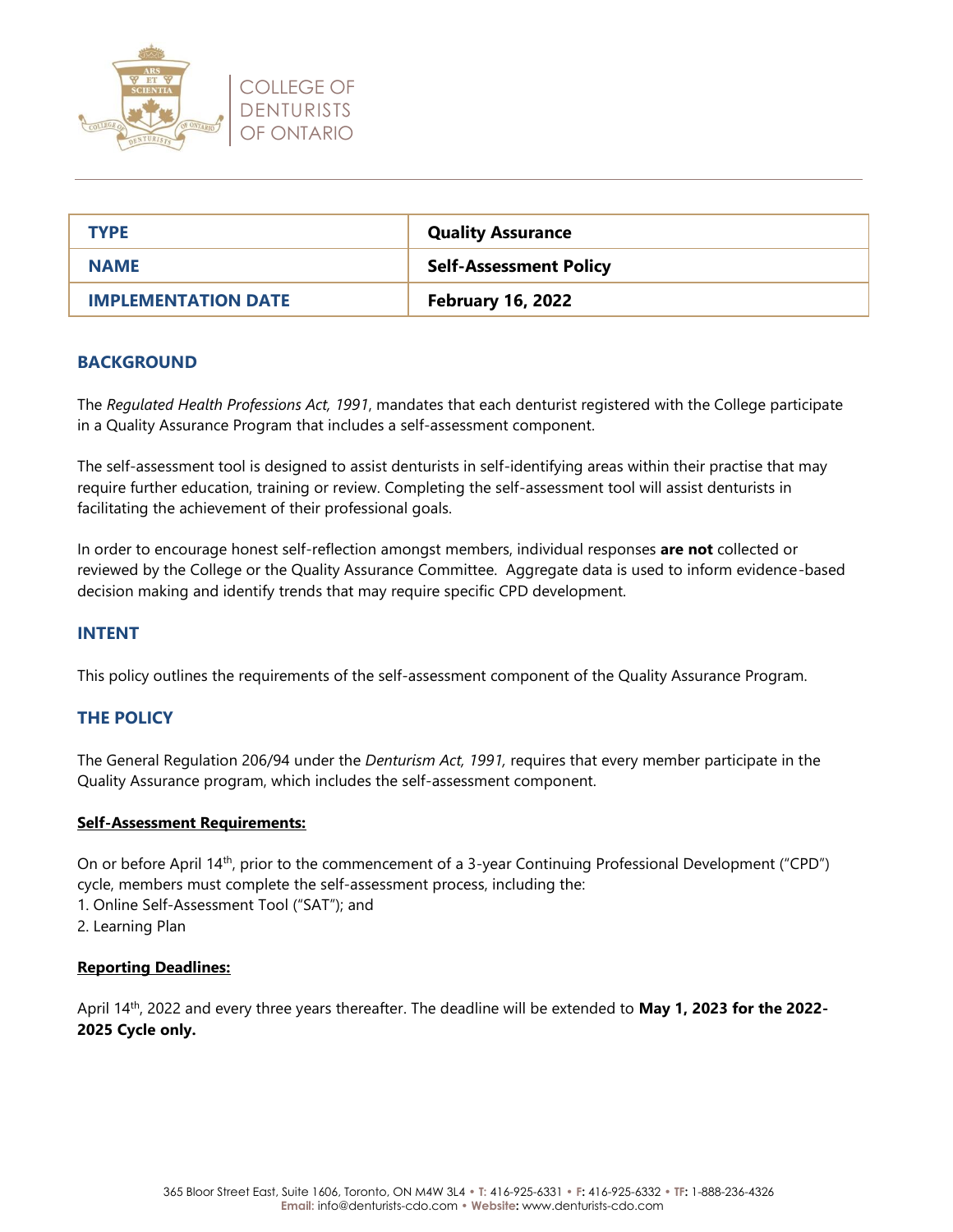COLLEGE OF DENTURISTS OF ONTARIO

| TYPE | Quality Assurance |
|---|---|
| NAME | Self-Assessment Policy |
| IMPLEMENTATION DATE | February 16, 2022 |

## BACKGROUND

The *Regulated Health Professions Act, 1991*, mandates that each denturist registered with the College participate in a Quality Assurance Program that includes a self-assessment component.

The self-assessment tool is designed to assist denturists in self-identifying areas within their practise that may require further education, training or review. Completing the self-assessment tool will assist denturists in facilitating the achievement of their professional goals.

In order to encourage honest self-reflection amongst members, individual responses **are not** collected or reviewed by the College or the Quality Assurance Committee. Aggregate data is used to inform evidence-based decision making and identify trends that may require specific CPD development.

## INTENT

This policy outlines the requirements of the self-assessment component of the Quality Assurance Program.

## THE POLICY

The General Regulation 206/94 under the *Denturism Act, 1991,* requires that every member participate in the Quality Assurance program, which includes the self-assessment component.

**Self-Assessment Requirements:**

On or before April 14th, prior to the commencement of a 3-year Continuing Professional Development ("CPD") cycle, members must complete the self-assessment process, including the:

1. Online Self-Assessment Tool ("SAT"); and
2. Learning Plan

**Reporting Deadlines:**

April 14th, 2022 and every three years thereafter. The deadline will be extended to **May 1, 2023 for the 2022-2025 Cycle only.**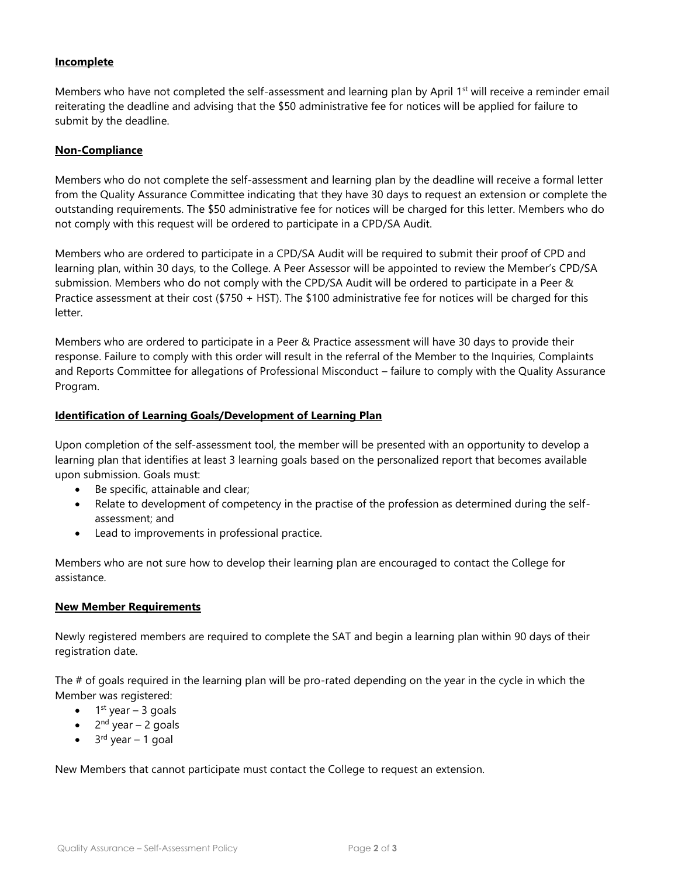**Incomplete**

Members who have not completed the self-assessment and learning plan by April 1st will receive a reminder email reiterating the deadline and advising that the $50 administrative fee for notices will be applied for failure to submit by the deadline.

**Non-Compliance**

Members who do not complete the self-assessment and learning plan by the deadline will receive a formal letter from the Quality Assurance Committee indicating that they have 30 days to request an extension or complete the outstanding requirements. The $50 administrative fee for notices will be charged for this letter. Members who do not comply with this request will be ordered to participate in a CPD/SA Audit.

Members who are ordered to participate in a CPD/SA Audit will be required to submit their proof of CPD and learning plan, within 30 days, to the College. A Peer Assessor will be appointed to review the Member's CPD/SA submission. Members who do not comply with the CPD/SA Audit will be ordered to participate in a Peer & Practice assessment at their cost ($750 + HST). The $100 administrative fee for notices will be charged for this letter.

Members who are ordered to participate in a Peer & Practice assessment will have 30 days to provide their response. Failure to comply with this order will result in the referral of the Member to the Inquiries, Complaints and Reports Committee for allegations of Professional Misconduct – failure to comply with the Quality Assurance Program.

**Identification of Learning Goals/Development of Learning Plan**

Upon completion of the self-assessment tool, the member will be presented with an opportunity to develop a learning plan that identifies at least 3 learning goals based on the personalized report that becomes available upon submission. Goals must:

- Be specific, attainable and clear;
- Relate to development of competency in the practise of the profession as determined during the self-assessment; and
- Lead to improvements in professional practice.

Members who are not sure how to develop their learning plan are encouraged to contact the College for assistance.

**New Member Requirements**

Newly registered members are required to complete the SAT and begin a learning plan within 90 days of their registration date.

The # of goals required in the learning plan will be pro-rated depending on the year in the cycle in which the Member was registered:

- 1st year – 3 goals
- 2nd year – 2 goals
- 3rd year – 1 goal

New Members that cannot participate must contact the College to request an extension.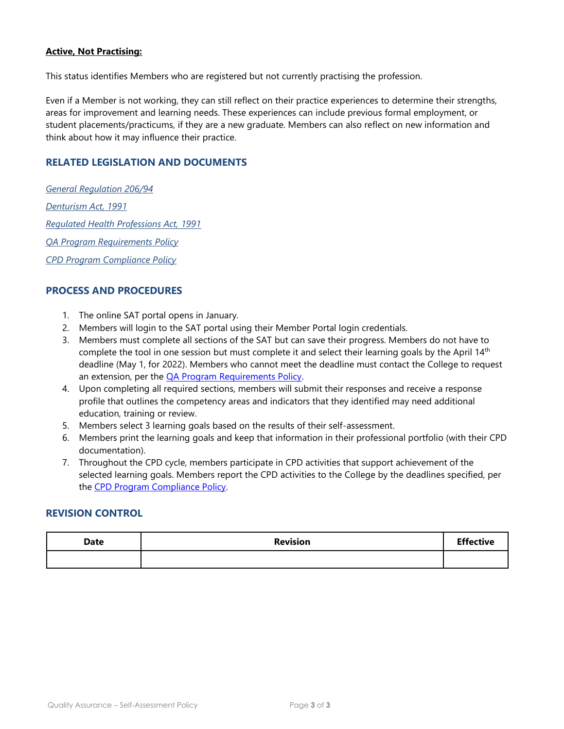**Active, Not Practising:**

This status identifies Members who are registered but not currently practising the profession.

Even if a Member is not working, they can still reflect on their practice experiences to determine their strengths, areas for improvement and learning needs. These experiences can include previous formal employment, or student placements/practicums, if they are a new graduate. Members can also reflect on new information and think about how it may influence their practice.

## RELATED LEGISLATION AND DOCUMENTS

*General Regulation 206/94*

*Denturism Act, 1991*

*Regulated Health Professions Act, 1991*

*QA Program Requirements Policy*

*CPD Program Compliance Policy*

## PROCESS AND PROCEDURES

1. The online SAT portal opens in January.
2. Members will login to the SAT portal using their Member Portal login credentials.
3. Members must complete all sections of the SAT but can save their progress. Members do not have to complete the tool in one session but must complete it and select their learning goals by the April 14th deadline (May 1, for 2022). Members who cannot meet the deadline must contact the College to request an extension, per the QA Program Requirements Policy.
4. Upon completing all required sections, members will submit their responses and receive a response profile that outlines the competency areas and indicators that they identified may need additional education, training or review.
5. Members select 3 learning goals based on the results of their self-assessment.
6. Members print the learning goals and keep that information in their professional portfolio (with their CPD documentation).
7. Throughout the CPD cycle, members participate in CPD activities that support achievement of the selected learning goals. Members report the CPD activities to the College by the deadlines specified, per the CPD Program Compliance Policy.

## REVISION CONTROL

| Date | Revision | Effective |
|---|---|---|
| | | |